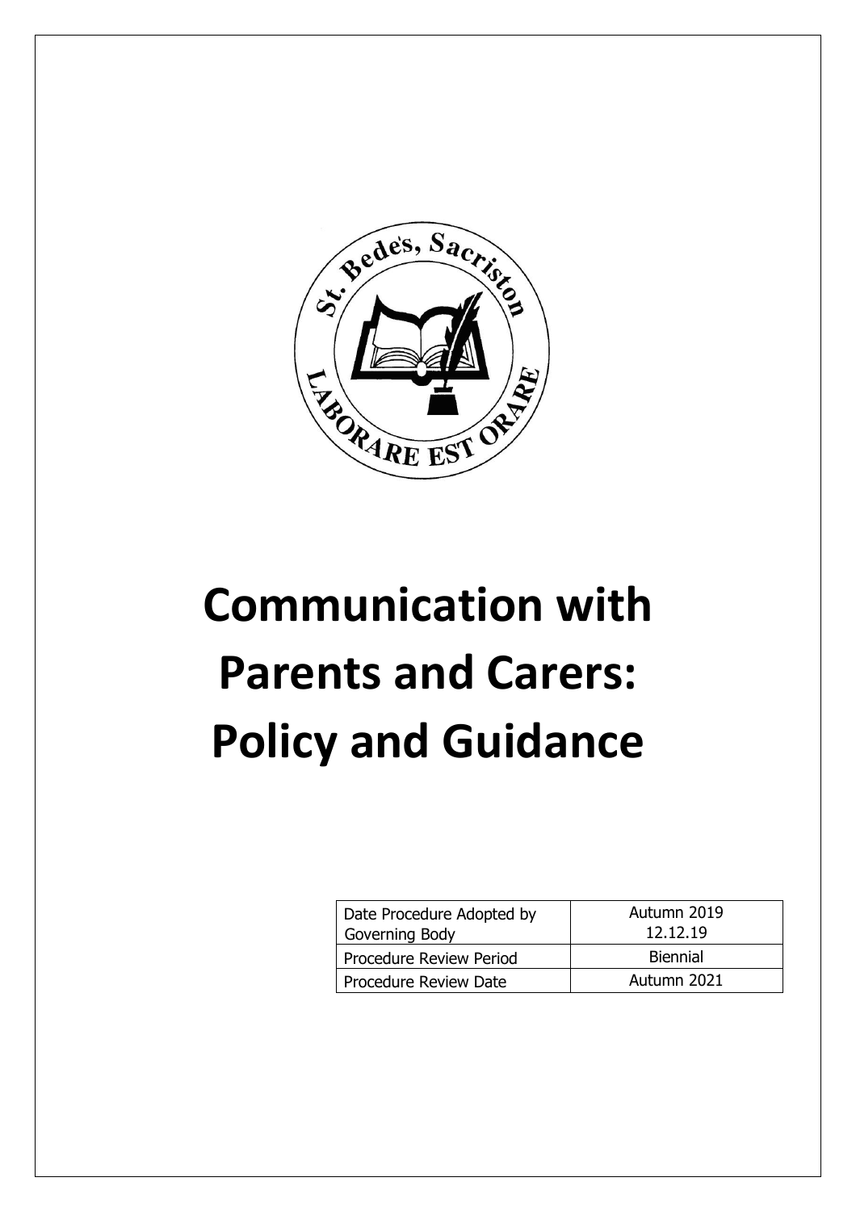# Communication with Parents and Carers: Policy and Guidance

| Date Procedure Adopted by Governing Body | Autumn 2019 12.12.19 |
| --- | --- |
| Procedure Review Period | Biennial |
| Procedure Review Date | Autumn 2021 |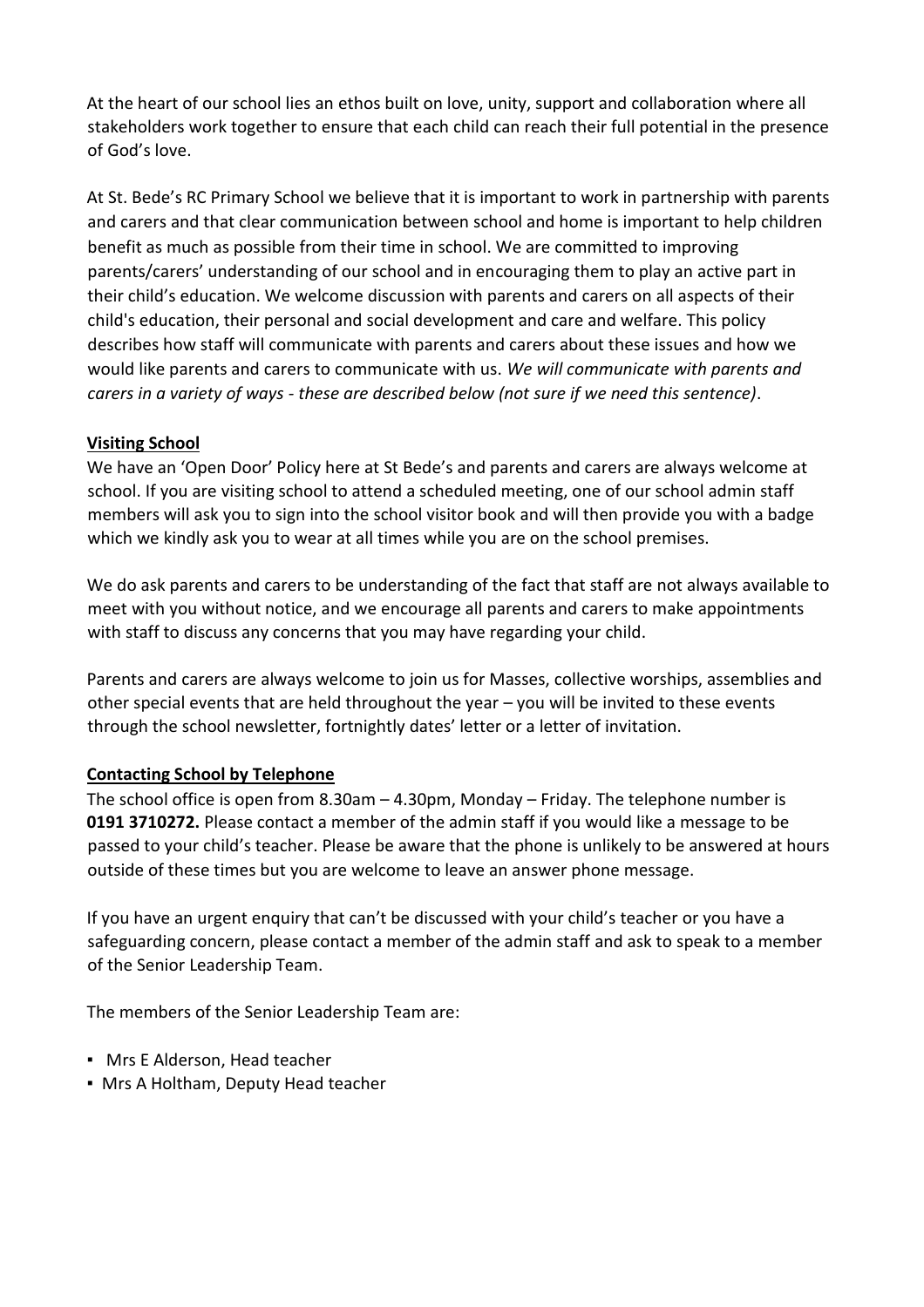At the heart of our school lies an ethos built on love, unity, support and collaboration where all stakeholders work together to ensure that each child can reach their full potential in the presence of God's love.

At St. Bede's RC Primary School we believe that it is important to work in partnership with parents and carers and that clear communication between school and home is important to help children benefit as much as possible from their time in school. We are committed to improving parents/carers' understanding of our school and in encouraging them to play an active part in their child's education. We welcome discussion with parents and carers on all aspects of their child's education, their personal and social development and care and welfare. This policy describes how staff will communicate with parents and carers about these issues and how we would like parents and carers to communicate with us. *We will communicate with parents and carers in a variety of ways - these are described below (not sure if we need this sentence)*.

**Visiting School**

We have an 'Open Door' Policy here at St Bede's and parents and carers are always welcome at school. If you are visiting school to attend a scheduled meeting, one of our school admin staff members will ask you to sign into the school visitor book and will then provide you with a badge which we kindly ask you to wear at all times while you are on the school premises.

We do ask parents and carers to be understanding of the fact that staff are not always available to meet with you without notice, and we encourage all parents and carers to make appointments with staff to discuss any concerns that you may have regarding your child.

Parents and carers are always welcome to join us for Masses, collective worships, assemblies and other special events that are held throughout the year – you will be invited to these events through the school newsletter, fortnightly dates' letter or a letter of invitation.

**Contacting School by Telephone**

The school office is open from 8.30am – 4.30pm, Monday – Friday. The telephone number is **0191 3710272.** Please contact a member of the admin staff if you would like a message to be passed to your child's teacher. Please be aware that the phone is unlikely to be answered at hours outside of these times but you are welcome to leave an answer phone message.

If you have an urgent enquiry that can't be discussed with your child's teacher or you have a safeguarding concern, please contact a member of the admin staff and ask to speak to a member of the Senior Leadership Team.

The members of the Senior Leadership Team are:

- Mrs E Alderson, Head teacher
- Mrs A Holtham, Deputy Head teacher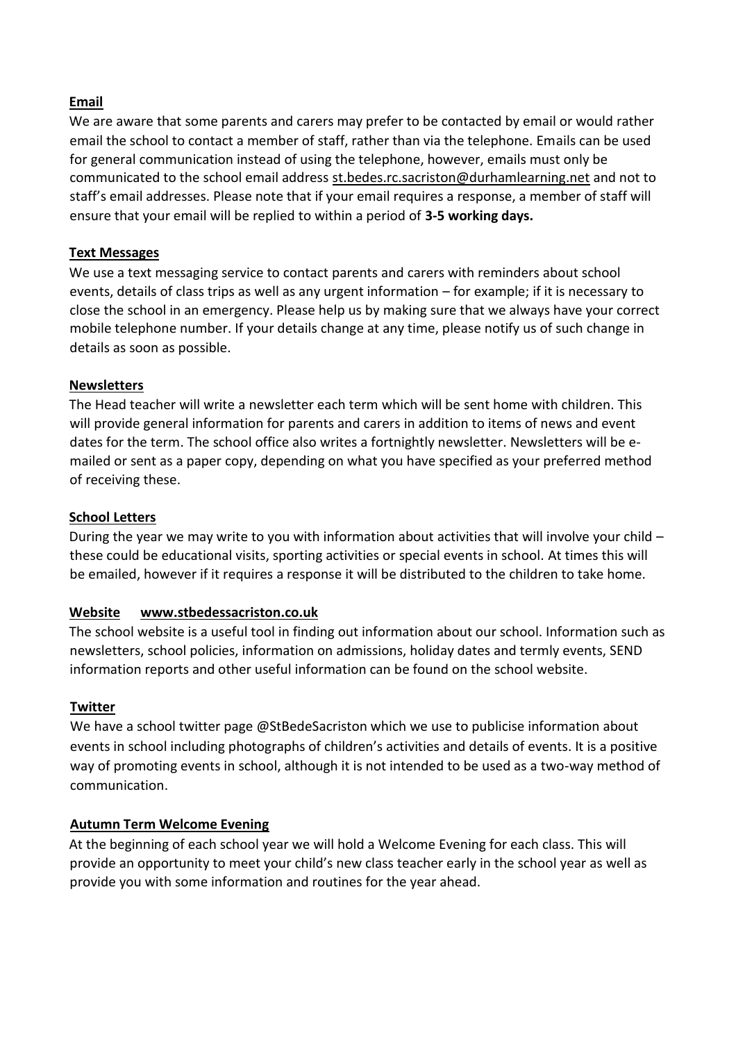## Email

We are aware that some parents and carers may prefer to be contacted by email or would rather email the school to contact a member of staff, rather than via the telephone. Emails can be used for general communication instead of using the telephone, however, emails must only be communicated to the school email address st.bedes.rc.sacriston@durhamlearning.net and not to staff's email addresses. Please note that if your email requires a response, a member of staff will ensure that your email will be replied to within a period of **3-5 working days.**

## Text Messages

We use a text messaging service to contact parents and carers with reminders about school events, details of class trips as well as any urgent information – for example; if it is necessary to close the school in an emergency. Please help us by making sure that we always have your correct mobile telephone number. If your details change at any time, please notify us of such change in details as soon as possible.

## Newsletters

The Head teacher will write a newsletter each term which will be sent home with children. This will provide general information for parents and carers in addition to items of news and event dates for the term. The school office also writes a fortnightly newsletter. Newsletters will be e-mailed or sent as a paper copy, depending on what you have specified as your preferred method of receiving these.

## School Letters

During the year we may write to you with information about activities that will involve your child – these could be educational visits, sporting activities or special events in school. At times this will be emailed, however if it requires a response it will be distributed to the children to take home.

## Website www.stbedessacriston.co.uk

The school website is a useful tool in finding out information about our school. Information such as newsletters, school policies, information on admissions, holiday dates and termly events, SEND information reports and other useful information can be found on the school website.

## Twitter

We have a school twitter page @StBedeSacriston which we use to publicise information about events in school including photographs of children's activities and details of events. It is a positive way of promoting events in school, although it is not intended to be used as a two-way method of communication.

## Autumn Term Welcome Evening

At the beginning of each school year we will hold a Welcome Evening for each class. This will provide an opportunity to meet your child's new class teacher early in the school year as well as provide you with some information and routines for the year ahead.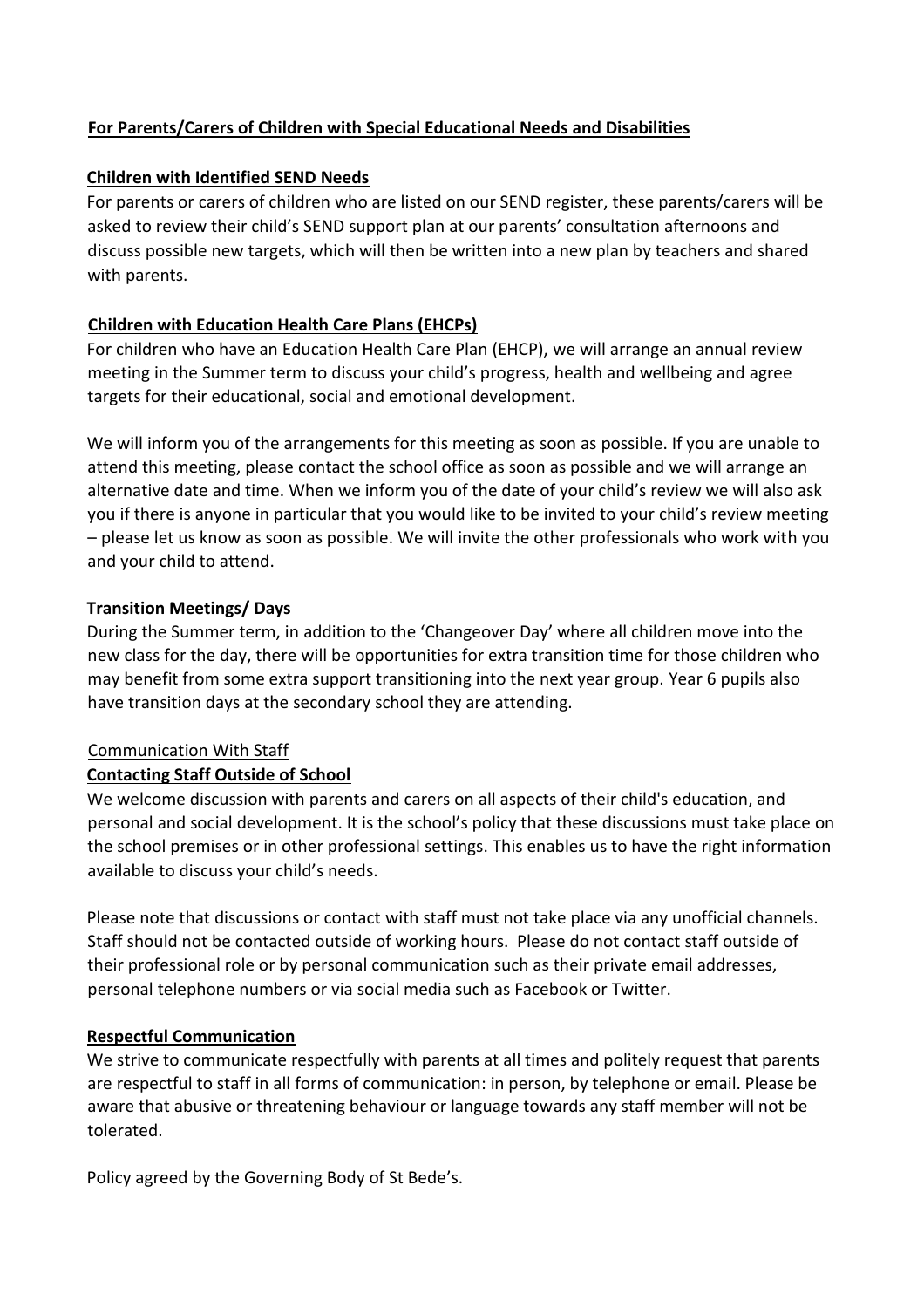## For Parents/Carers of Children with Special Educational Needs and Disabilities

### Children with Identified SEND Needs

For parents or carers of children who are listed on our SEND register, these parents/carers will be asked to review their child's SEND support plan at our parents' consultation afternoons and discuss possible new targets, which will then be written into a new plan by teachers and shared with parents.

### Children with Education Health Care Plans (EHCPs)

For children who have an Education Health Care Plan (EHCP), we will arrange an annual review meeting in the Summer term to discuss your child's progress, health and wellbeing and agree targets for their educational, social and emotional development.

We will inform you of the arrangements for this meeting as soon as possible. If you are unable to attend this meeting, please contact the school office as soon as possible and we will arrange an alternative date and time. When we inform you of the date of your child's review we will also ask you if there is anyone in particular that you would like to be invited to your child's review meeting – please let us know as soon as possible. We will invite the other professionals who work with you and your child to attend.

### Transition Meetings/ Days

During the Summer term, in addition to the 'Changeover Day' where all children move into the new class for the day, there will be opportunities for extra transition time for those children who may benefit from some extra support transitioning into the next year group. Year 6 pupils also have transition days at the secondary school they are attending.

## Communication With Staff

### Contacting Staff Outside of School

We welcome discussion with parents and carers on all aspects of their child's education, and personal and social development. It is the school's policy that these discussions must take place on the school premises or in other professional settings. This enables us to have the right information available to discuss your child's needs.

Please note that discussions or contact with staff must not take place via any unofficial channels. Staff should not be contacted outside of working hours. Please do not contact staff outside of their professional role or by personal communication such as their private email addresses, personal telephone numbers or via social media such as Facebook or Twitter.

### Respectful Communication

We strive to communicate respectfully with parents at all times and politely request that parents are respectful to staff in all forms of communication: in person, by telephone or email. Please be aware that abusive or threatening behaviour or language towards any staff member will not be tolerated.

Policy agreed by the Governing Body of St Bede's.